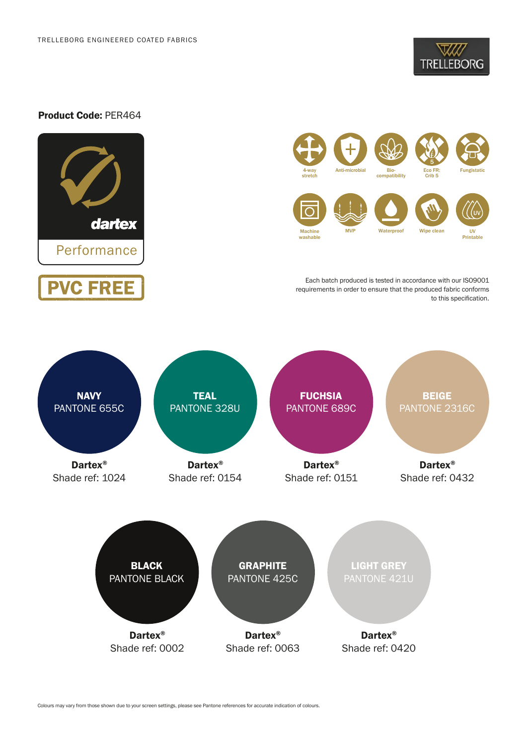TRELLEBORG ENGINEERED COATED FABRICS

TRELLEBORG

**Product Code:** PER464

dartex

Performance

PVC FREE

4-way stretch
Anti-microbial
Bio-compatibility
Eco FR: Crib 5
Fungistatic
Machine washable
MVP
Waterproof
Wipe clean
UV Printable

Each batch produced is tested in accordance with our ISO9001 requirements in order to ensure that the produced fabric conforms to this specification.

**NAVY**
PANTONE 655C
**Dartex®**
Shade ref: 1024

**TEAL**
PANTONE 328U
**Dartex®**
Shade ref: 0154

**FUCHSIA**
PANTONE 689C
**Dartex®**
Shade ref: 0151

**BEIGE**
PANTONE 2316C
**Dartex®**
Shade ref: 0432

**BLACK**
PANTONE BLACK
**Dartex®**
Shade ref: 0002

**GRAPHITE**
PANTONE 425C
**Dartex®**
Shade ref: 0063

**LIGHT GREY**
PANTONE 421U
**Dartex®**
Shade ref: 0420

Colours may vary from those shown due to your screen settings, please see Pantone references for accurate indication of colours.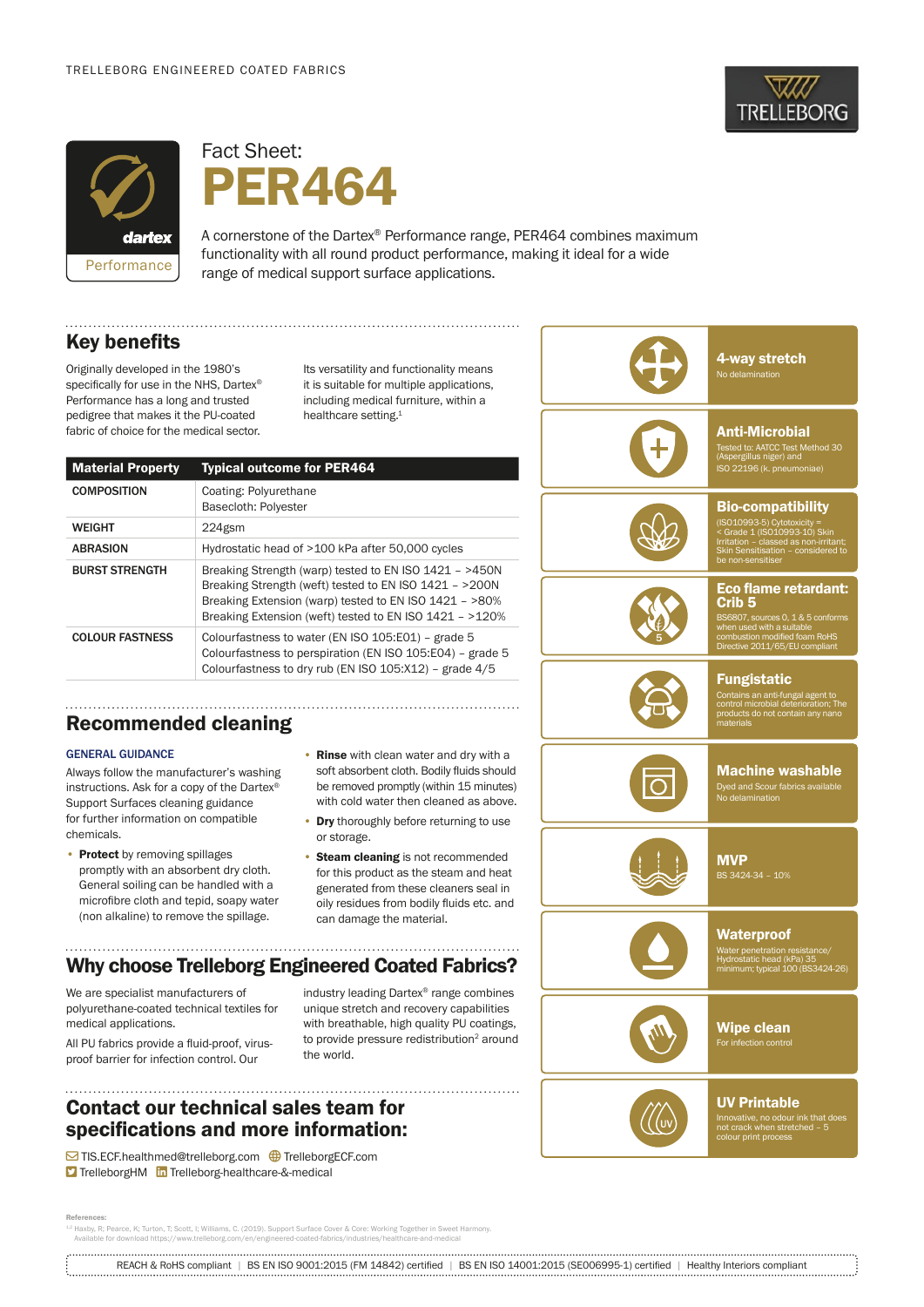TRELLEBORG ENGINEERED COATED FABRICS

dartex
Performance

# Fact Sheet: PER464

A cornerstone of the Dartex® Performance range, PER464 combines maximum functionality with all round product performance, making it ideal for a wide range of medical support surface applications.

## Key benefits

Originally developed in the 1980's specifically for use in the NHS, Dartex® Performance has a long and trusted pedigree that makes it the PU-coated fabric of choice for the medical sector.

Its versatility and functionality means it is suitable for multiple applications, including medical furniture, within a healthcare setting.[1]

| Material Property | Typical outcome for PER464 |
|---|---|
| COMPOSITION | Coating: Polyurethane<br>Basecloth: Polyester |
| WEIGHT | 224gsm |
| ABRASION | Hydrostatic head of >100 kPa after 50,000 cycles |
| BURST STRENGTH | Breaking Strength (warp) tested to EN ISO 1421 – >450N<br>Breaking Strength (weft) tested to EN ISO 1421 – >200N<br>Breaking Extension (warp) tested to EN ISO 1421 – >80%<br>Breaking Extension (weft) tested to EN ISO 1421 – >120% |
| COLOUR FASTNESS | Colourfastness to water (EN ISO 105:E01) – grade 5<br>Colourfastness to perspiration (EN ISO 105:E04) – grade 5<br>Colourfastness to dry rub (EN ISO 105:X12) – grade 4/5 |

## Recommended cleaning

### GENERAL GUIDANCE

Always follow the manufacturer's washing instructions. Ask for a copy of the Dartex® Support Surfaces cleaning guidance for further information on compatible chemicals.

- **Protect** by removing spillages promptly with an absorbent dry cloth. General soiling can be handled with a microfibre cloth and tepid, soapy water (non alkaline) to remove the spillage.
- **Rinse** with clean water and dry with a soft absorbent cloth. Bodily fluids should be removed promptly (within 15 minutes) with cold water then cleaned as above.
- **Dry** thoroughly before returning to use or storage.
- **Steam cleaning** is not recommended for this product as the steam and heat generated from these cleaners seal in oily residues from bodily fluids etc. and can damage the material.

## Why choose Trelleborg Engineered Coated Fabrics?

We are specialist manufacturers of polyurethane-coated technical textiles for medical applications.

All PU fabrics provide a fluid-proof, virus-proof barrier for infection control. Our industry leading Dartex® range combines unique stretch and recovery capabilities with breathable, high quality PU coatings, to provide pressure redistribution[2] around the world.

## Contact our technical sales team for specifications and more information:

TIS.ECF.healthmed@trelleborg.com | TrelleborgECF.com
TrelleborgHM | Trelleborg-healthcare-&-medical

**4-way stretch**
No delamination

**Anti-Microbial**
Tested to: AATCC Test Method 30 (Aspergillus niger) and ISO 22196 (k. pneumoniae)

**Bio-compatibility**
(ISO10993-5) Cytotoxicity = < Grade 1 (ISO10993-10) Skin Irritation – classed as non-irritant; Skin Sensitisation – considered to be non-sensitiser

**Eco flame retardant: Crib 5**
BS6807, sources 0, 1 & 5 conforms when used with a suitable combustion modified foam RoHS Directive 2011/65/EU compliant

**Fungistatic**
Contains an anti-fungal agent to control microbial deterioration; The products do not contain any nano materials

**Machine washable**
Dyed and Scour fabrics available
No delamination

**MVP**
BS 3424-34 – 10%

**Waterproof**
Water penetration resistance/ Hydrostatic head (kPa) 35 minimum; typical 100 (BS3424-26)

**Wipe clean**
For infection control

**UV Printable**
Innovative, no odour ink that does not crack when stretched – 5 colour print process

**References:**
[1,2] Haxby, R; Pearce, K; Turton, T; Scott, I; Williams, C. (2019). Support Surface Cover & Core: Working Together in Sweet Harmony. Available for download https://www.trelleborg.com/en/engineered-coated-fabrics/industries/healthcare-and-medical

REACH & RoHS compliant | BS EN ISO 9001:2015 (FM 14842) certified | BS EN ISO 14001:2015 (SE006995-1) certified | Healthy Interiors compliant